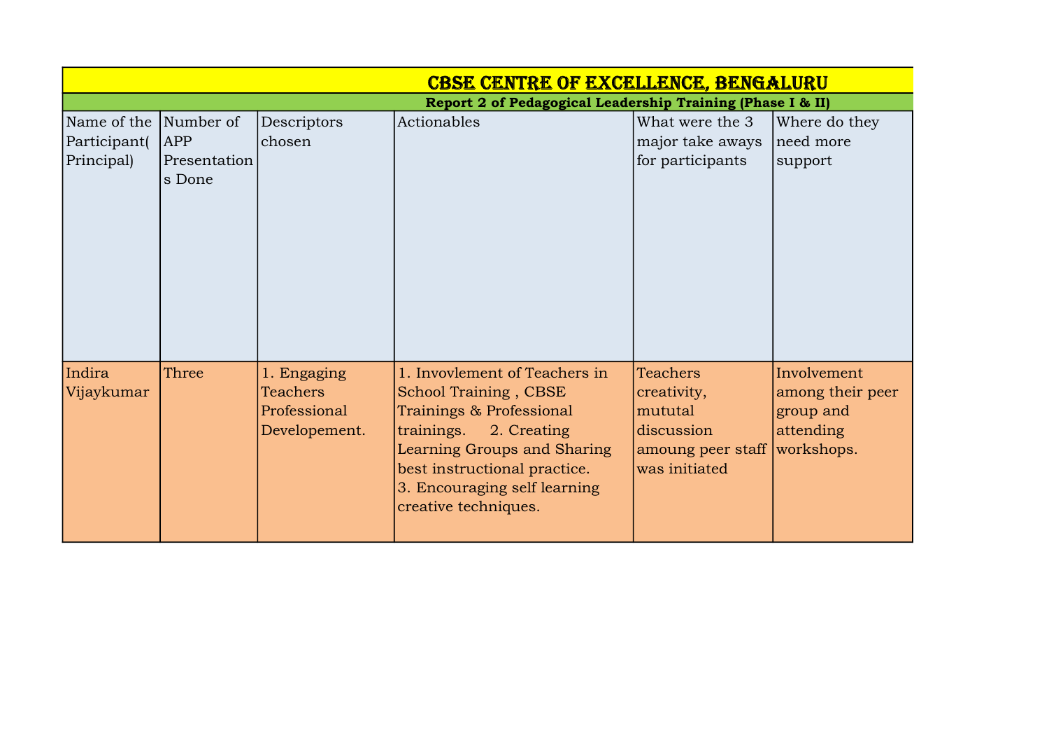# CBSE CENTRE OF EXCELLENCE, BENGALURU

## Report 2 of Pedagogical Leadership Training (Phase I & II)

| Name of the Participant( Principal) | Number of APP Presentations Done | Descriptors chosen | Actionables | What were the 3 major take aways for participants | Where do they need more support |
|---|---|---|---|---|---|
| Indira Vijaykumar | Three | 1. Engaging Teachers Professional Developement. | 1. Invovlement of Teachers in School Training , CBSE Trainings & Professional trainings. 2. Creating Learning Groups and Sharing best instructional practice. 3. Encouraging self learning creative techniques. | Teachers creativity, mututal discussion amoung peer staff was initiated | Involvement among their peer group and attending workshops. |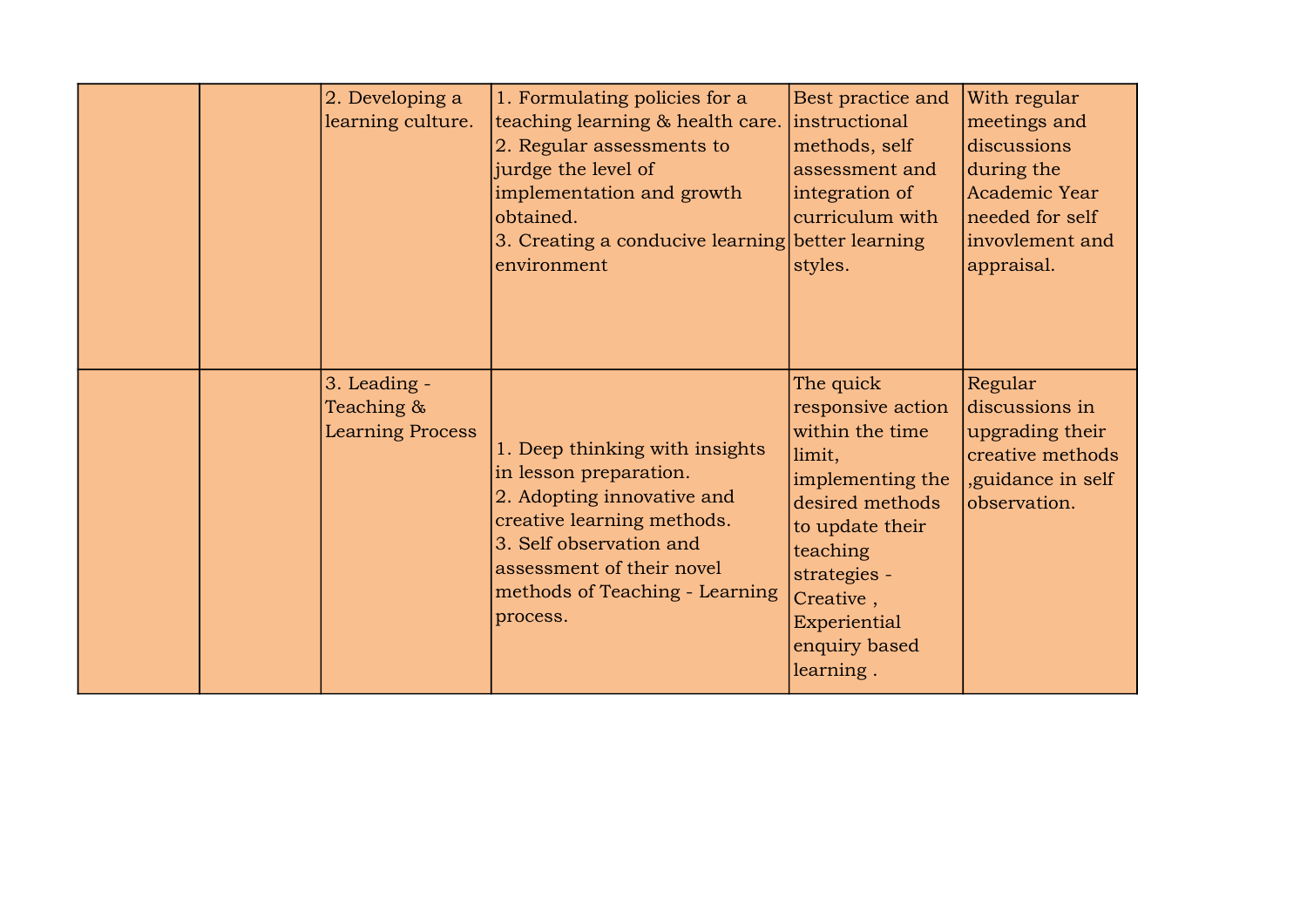| | | | | | |
|---|---|---|---|---|---|
| | | 2. Developing a learning culture. | 1. Formulating policies for a teaching learning & health care.<br>2. Regular assessments to jurdge the level of implementation and growth obtained.<br>3. Creating a conducive learning environment | Best practice and instructional methods, self assessment and integration of curriculum with better learning styles. | With regular meetings and discussions during the Academic Year needed for self invovlement and appraisal. |
| | | 3. Leading - Teaching & Learning Process | 1. Deep thinking with insights in lesson preparation.<br>2. Adopting innovative and creative learning methods.<br>3. Self observation and assessment of their novel methods of Teaching - Learning process. | The quick responsive action within the time limit, implementing the desired methods to update their teaching strategies - Creative , Experiential enquiry based learning . | Regular discussions in upgrading their creative methods ,guidance in self observation. |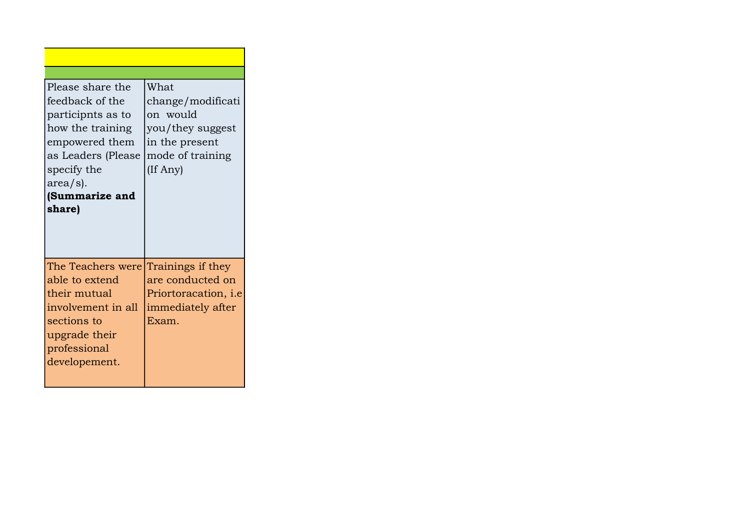| Please share the feedback of the participnts as to how the training empowered them as Leaders (Please specify the area/s). **(Summarize and share)** | What change/modification would you/they suggest in the present mode of training (If Any) |
|---|---|
| The Teachers were able to extend their mutual involvement in all sections to upgrade their professional developement. | Trainings if they are conducted on Priortoracation, i.e immediately after Exam. |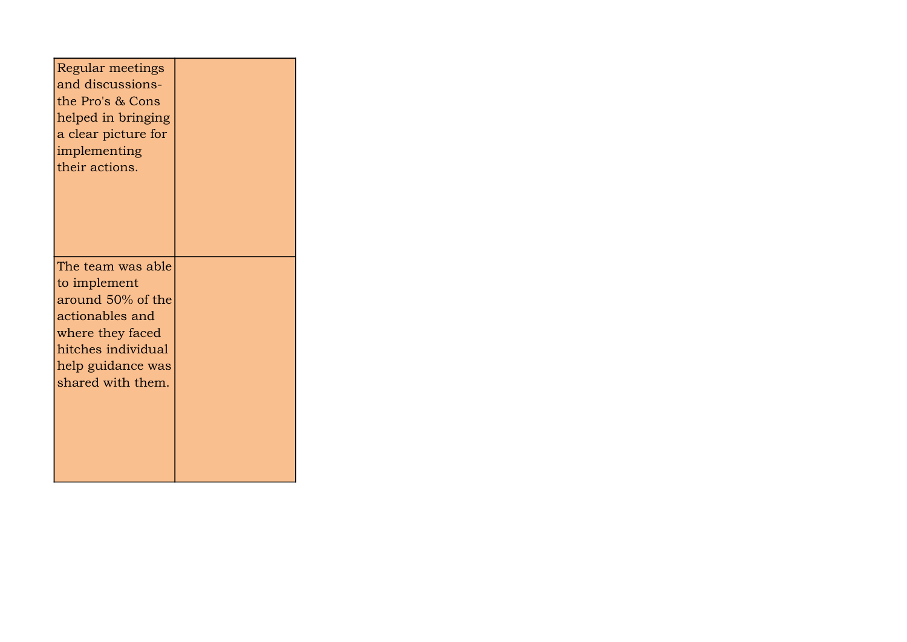| | |
|---|---|
| Regular meetings and discussions- the Pro's & Cons helped in bringing a clear picture for implementing their actions. | |
| The team was able to implement around 50% of the actionables and where they faced hitches individual help guidance was shared with them. | |